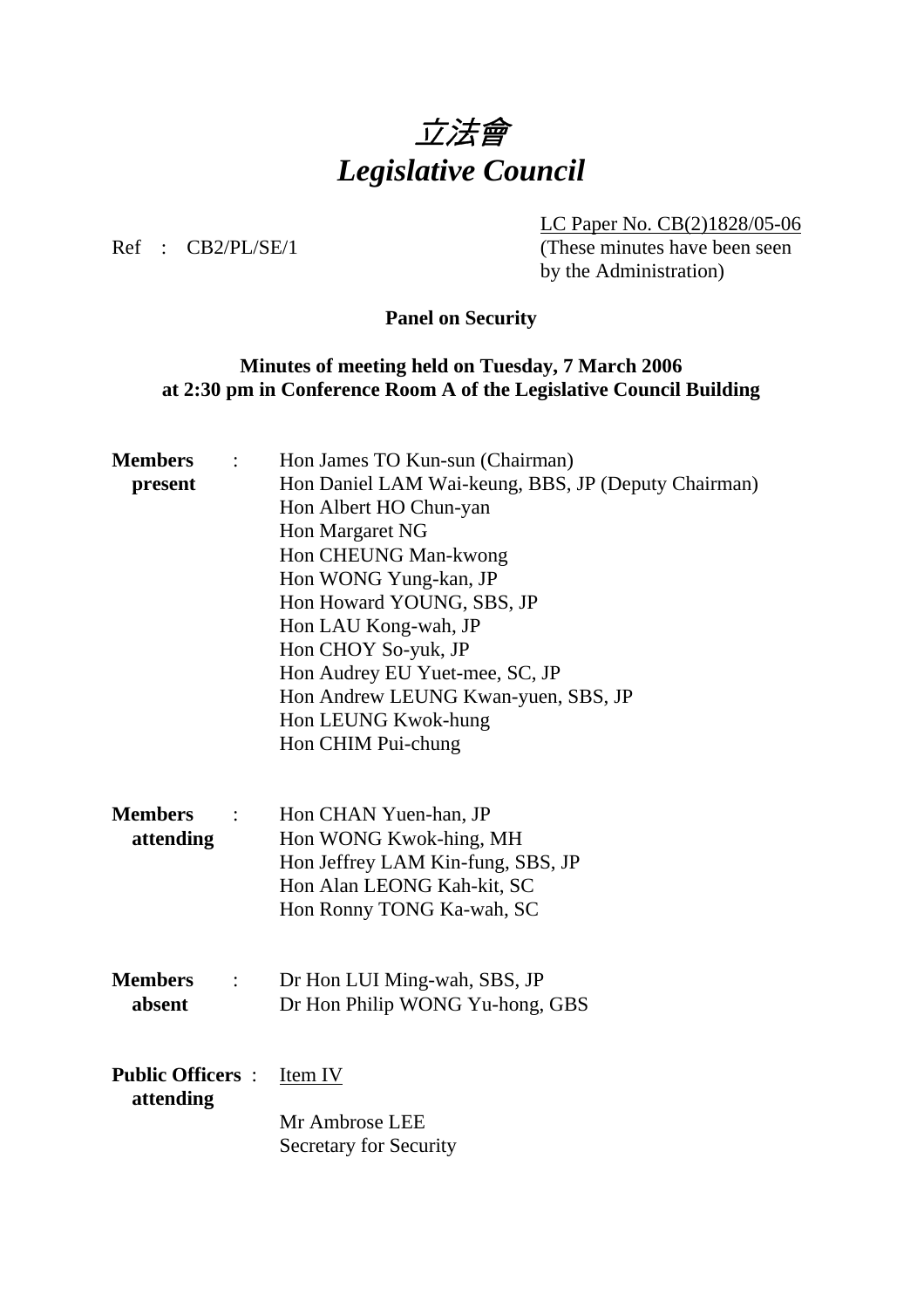# *立法會*
# *Legislative Council*

Ref : CB2/PL/SE/1

LC Paper No. CB(2)1828/05-06
(These minutes have been seen by the Administration)

**Panel on Security**

**Minutes of meeting held on Tuesday, 7 March 2006 at 2:30 pm in Conference Room A of the Legislative Council Building**

**Members present** :
Hon James TO Kun-sun (Chairman)
Hon Daniel LAM Wai-keung, BBS, JP (Deputy Chairman)
Hon Albert HO Chun-yan
Hon Margaret NG
Hon CHEUNG Man-kwong
Hon WONG Yung-kan, JP
Hon Howard YOUNG, SBS, JP
Hon LAU Kong-wah, JP
Hon CHOY So-yuk, JP
Hon Audrey EU Yuet-mee, SC, JP
Hon Andrew LEUNG Kwan-yuen, SBS, JP
Hon LEUNG Kwok-hung
Hon CHIM Pui-chung

**Members attending** :
Hon CHAN Yuen-han, JP
Hon WONG Kwok-hing, MH
Hon Jeffrey LAM Kin-fung, SBS, JP
Hon Alan LEONG Kah-kit, SC
Hon Ronny TONG Ka-wah, SC

**Members absent** :
Dr Hon LUI Ming-wah, SBS, JP
Dr Hon Philip WONG Yu-hong, GBS

**Public Officers attending** :
Item IV

Mr Ambrose LEE
Secretary for Security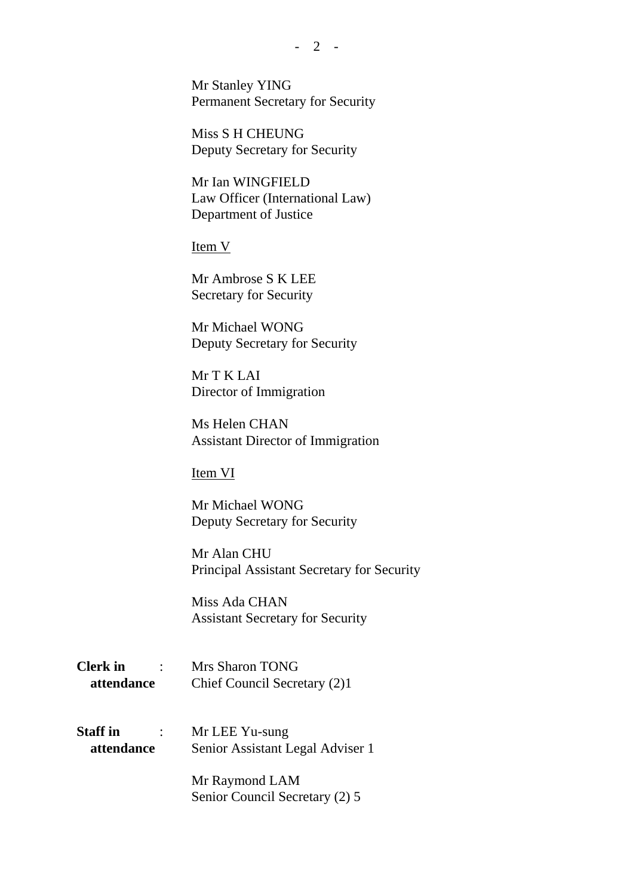Mr Stanley YING
Permanent Secretary for Security

Miss S H CHEUNG
Deputy Secretary for Security

Mr Ian WINGFIELD
Law Officer (International Law)
Department of Justice

<u>Item V</u>

Mr Ambrose S K LEE
Secretary for Security

Mr Michael WONG
Deputy Secretary for Security

Mr T K LAI
Director of Immigration

Ms Helen CHAN
Assistant Director of Immigration

<u>Item VI</u>

Mr Michael WONG
Deputy Secretary for Security

Mr Alan CHU
Principal Assistant Secretary for Security

Miss Ada CHAN
Assistant Secretary for Security

**Clerk in attendance** : Mrs Sharon TONG
Chief Council Secretary (2)1

**Staff in attendance** : Mr LEE Yu-sung
Senior Assistant Legal Adviser 1

Mr Raymond LAM
Senior Council Secretary (2) 5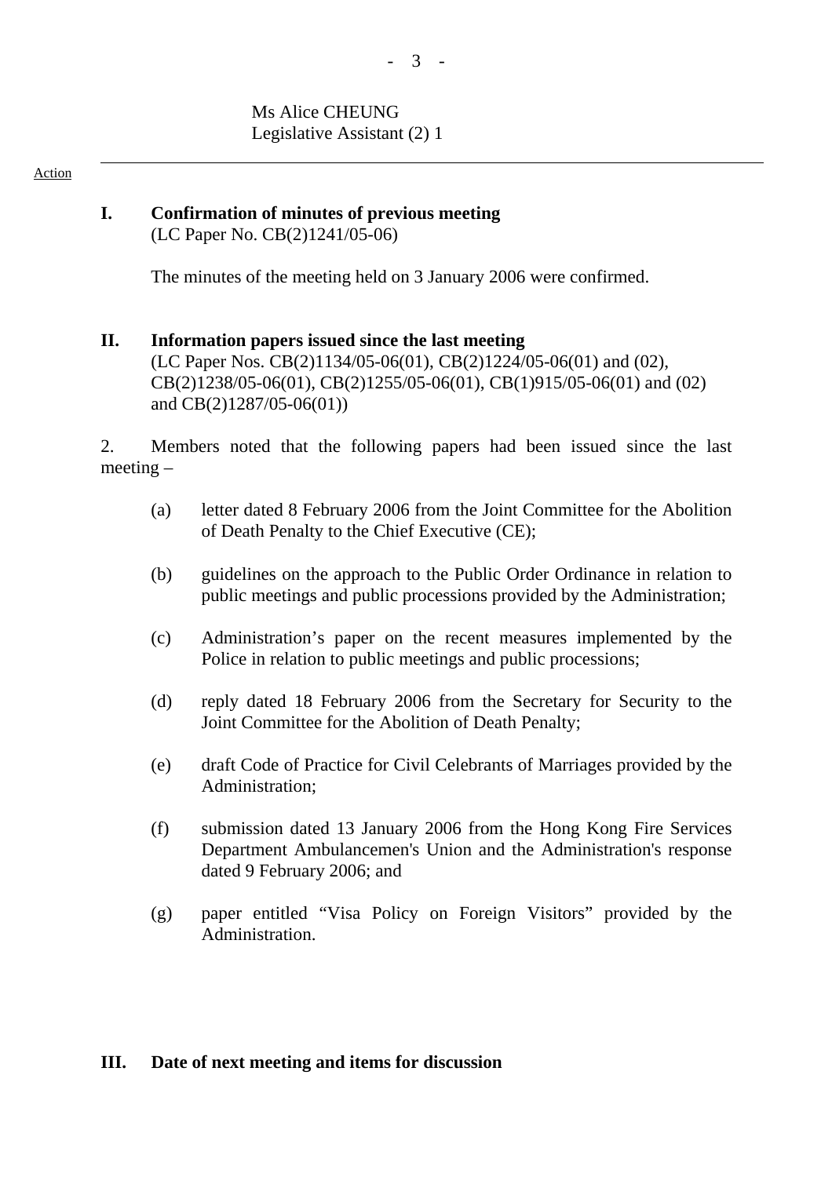Ms Alice CHEUNG
Legislative Assistant (2) 1

---

Action

**I. Confirmation of minutes of previous meeting**
(LC Paper No. CB(2)1241/05-06)

The minutes of the meeting held on 3 January 2006 were confirmed.

**II. Information papers issued since the last meeting**
(LC Paper Nos. CB(2)1134/05-06(01), CB(2)1224/05-06(01) and (02), CB(2)1238/05-06(01), CB(2)1255/05-06(01), CB(1)915/05-06(01) and (02) and CB(2)1287/05-06(01))

2. Members noted that the following papers had been issued since the last meeting –

(a) letter dated 8 February 2006 from the Joint Committee for the Abolition of Death Penalty to the Chief Executive (CE);

(b) guidelines on the approach to the Public Order Ordinance in relation to public meetings and public processions provided by the Administration;

(c) Administration's paper on the recent measures implemented by the Police in relation to public meetings and public processions;

(d) reply dated 18 February 2006 from the Secretary for Security to the Joint Committee for the Abolition of Death Penalty;

(e) draft Code of Practice for Civil Celebrants of Marriages provided by the Administration;

(f) submission dated 13 January 2006 from the Hong Kong Fire Services Department Ambulancemen's Union and the Administration's response dated 9 February 2006; and

(g) paper entitled "Visa Policy on Foreign Visitors" provided by the Administration.

**III. Date of next meeting and items for discussion**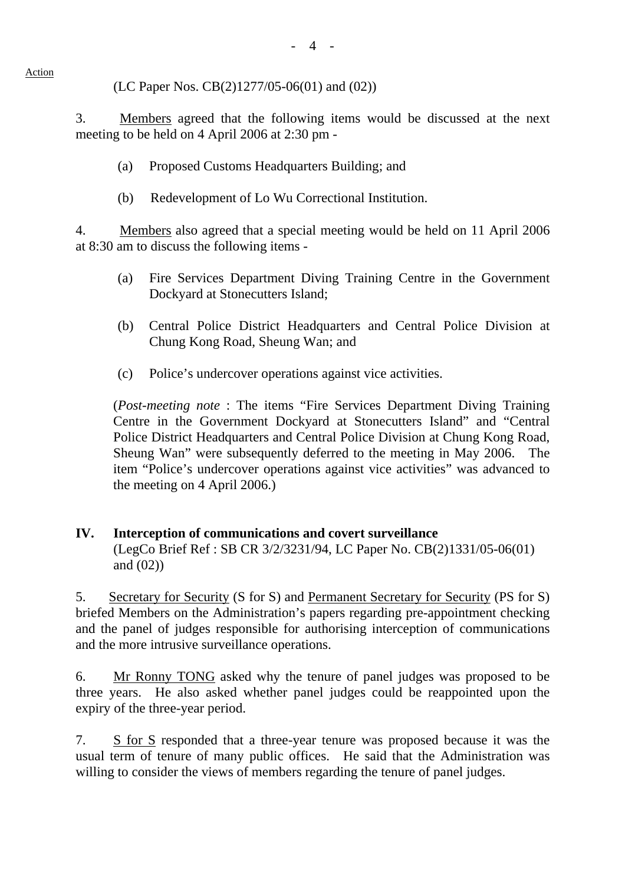Action

(LC Paper Nos. CB(2)1277/05-06(01) and (02))

3. Members agreed that the following items would be discussed at the next meeting to be held on 4 April 2006 at 2:30 pm -

   (a) Proposed Customs Headquarters Building; and

   (b) Redevelopment of Lo Wu Correctional Institution.

4. Members also agreed that a special meeting would be held on 11 April 2006 at 8:30 am to discuss the following items -

   (a) Fire Services Department Diving Training Centre in the Government Dockyard at Stonecutters Island;

   (b) Central Police District Headquarters and Central Police Division at Chung Kong Road, Sheung Wan; and

   (c) Police's undercover operations against vice activities.

(*Post-meeting note* : The items "Fire Services Department Diving Training Centre in the Government Dockyard at Stonecutters Island" and "Central Police District Headquarters and Central Police Division at Chung Kong Road, Sheung Wan" were subsequently deferred to the meeting in May 2006. The item "Police's undercover operations against vice activities" was advanced to the meeting on 4 April 2006.)

## IV. Interception of communications and covert surveillance

(LegCo Brief Ref : SB CR 3/2/3231/94, LC Paper No. CB(2)1331/05-06(01) and (02))

5. Secretary for Security (S for S) and Permanent Secretary for Security (PS for S) briefed Members on the Administration's papers regarding pre-appointment checking and the panel of judges responsible for authorising interception of communications and the more intrusive surveillance operations.

6. Mr Ronny TONG asked why the tenure of panel judges was proposed to be three years. He also asked whether panel judges could be reappointed upon the expiry of the three-year period.

7. S for S responded that a three-year tenure was proposed because it was the usual term of tenure of many public offices. He said that the Administration was willing to consider the views of members regarding the tenure of panel judges.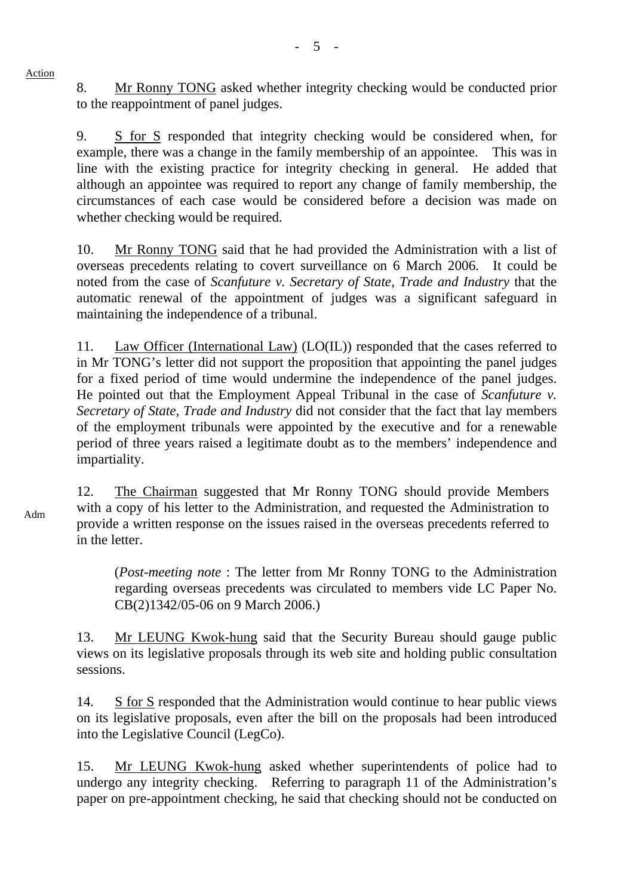Action

8. Mr Ronny TONG asked whether integrity checking would be conducted prior to the reappointment of panel judges.

9. S for S responded that integrity checking would be considered when, for example, there was a change in the family membership of an appointee. This was in line with the existing practice for integrity checking in general. He added that although an appointee was required to report any change of family membership, the circumstances of each case would be considered before a decision was made on whether checking would be required.

10. Mr Ronny TONG said that he had provided the Administration with a list of overseas precedents relating to covert surveillance on 6 March 2006. It could be noted from the case of *Scanfuture v. Secretary of State, Trade and Industry* that the automatic renewal of the appointment of judges was a significant safeguard in maintaining the independence of a tribunal.

11. Law Officer (International Law) (LO(IL)) responded that the cases referred to in Mr TONG's letter did not support the proposition that appointing the panel judges for a fixed period of time would undermine the independence of the panel judges. He pointed out that the Employment Appeal Tribunal in the case of *Scanfuture v. Secretary of State, Trade and Industry* did not consider that the fact that lay members of the employment tribunals were appointed by the executive and for a renewable period of three years raised a legitimate doubt as to the members' independence and impartiality.

Adm

12. The Chairman suggested that Mr Ronny TONG should provide Members with a copy of his letter to the Administration, and requested the Administration to provide a written response on the issues raised in the overseas precedents referred to in the letter.

(*Post-meeting note* : The letter from Mr Ronny TONG to the Administration regarding overseas precedents was circulated to members vide LC Paper No. CB(2)1342/05-06 on 9 March 2006.)

13. Mr LEUNG Kwok-hung said that the Security Bureau should gauge public views on its legislative proposals through its web site and holding public consultation sessions.

14. S for S responded that the Administration would continue to hear public views on its legislative proposals, even after the bill on the proposals had been introduced into the Legislative Council (LegCo).

15. Mr LEUNG Kwok-hung asked whether superintendents of police had to undergo any integrity checking. Referring to paragraph 11 of the Administration's paper on pre-appointment checking, he said that checking should not be conducted on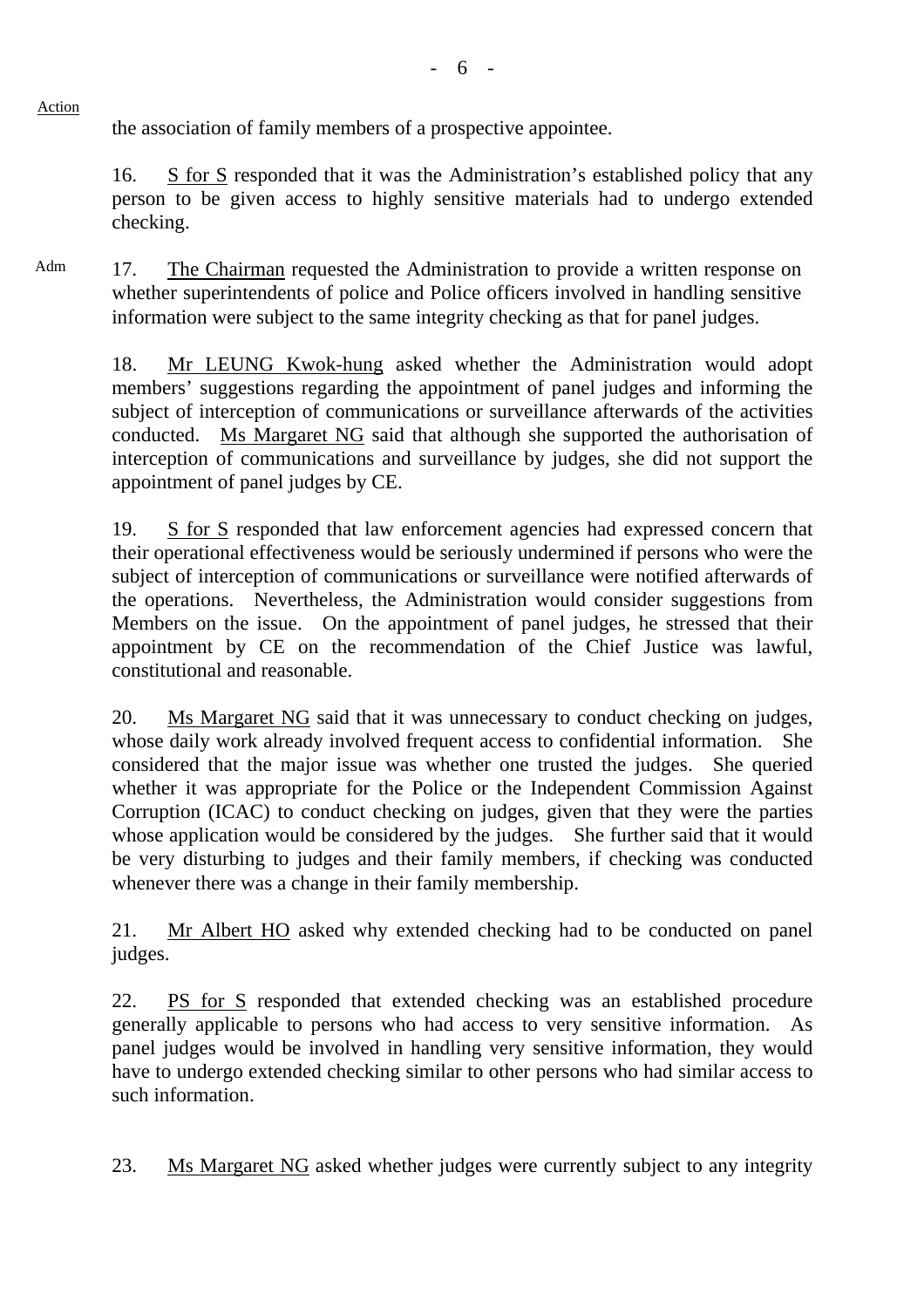Action

the association of family members of a prospective appointee.

16. S for S responded that it was the Administration's established policy that any person to be given access to highly sensitive materials had to undergo extended checking.

Adm

17. The Chairman requested the Administration to provide a written response on whether superintendents of police and Police officers involved in handling sensitive information were subject to the same integrity checking as that for panel judges.

18. Mr LEUNG Kwok-hung asked whether the Administration would adopt members' suggestions regarding the appointment of panel judges and informing the subject of interception of communications or surveillance afterwards of the activities conducted. Ms Margaret NG said that although she supported the authorisation of interception of communications and surveillance by judges, she did not support the appointment of panel judges by CE.

19. S for S responded that law enforcement agencies had expressed concern that their operational effectiveness would be seriously undermined if persons who were the subject of interception of communications or surveillance were notified afterwards of the operations. Nevertheless, the Administration would consider suggestions from Members on the issue. On the appointment of panel judges, he stressed that their appointment by CE on the recommendation of the Chief Justice was lawful, constitutional and reasonable.

20. Ms Margaret NG said that it was unnecessary to conduct checking on judges, whose daily work already involved frequent access to confidential information. She considered that the major issue was whether one trusted the judges. She queried whether it was appropriate for the Police or the Independent Commission Against Corruption (ICAC) to conduct checking on judges, given that they were the parties whose application would be considered by the judges. She further said that it would be very disturbing to judges and their family members, if checking was conducted whenever there was a change in their family membership.

21. Mr Albert HO asked why extended checking had to be conducted on panel judges.

22. PS for S responded that extended checking was an established procedure generally applicable to persons who had access to very sensitive information. As panel judges would be involved in handling very sensitive information, they would have to undergo extended checking similar to other persons who had similar access to such information.

23. Ms Margaret NG asked whether judges were currently subject to any integrity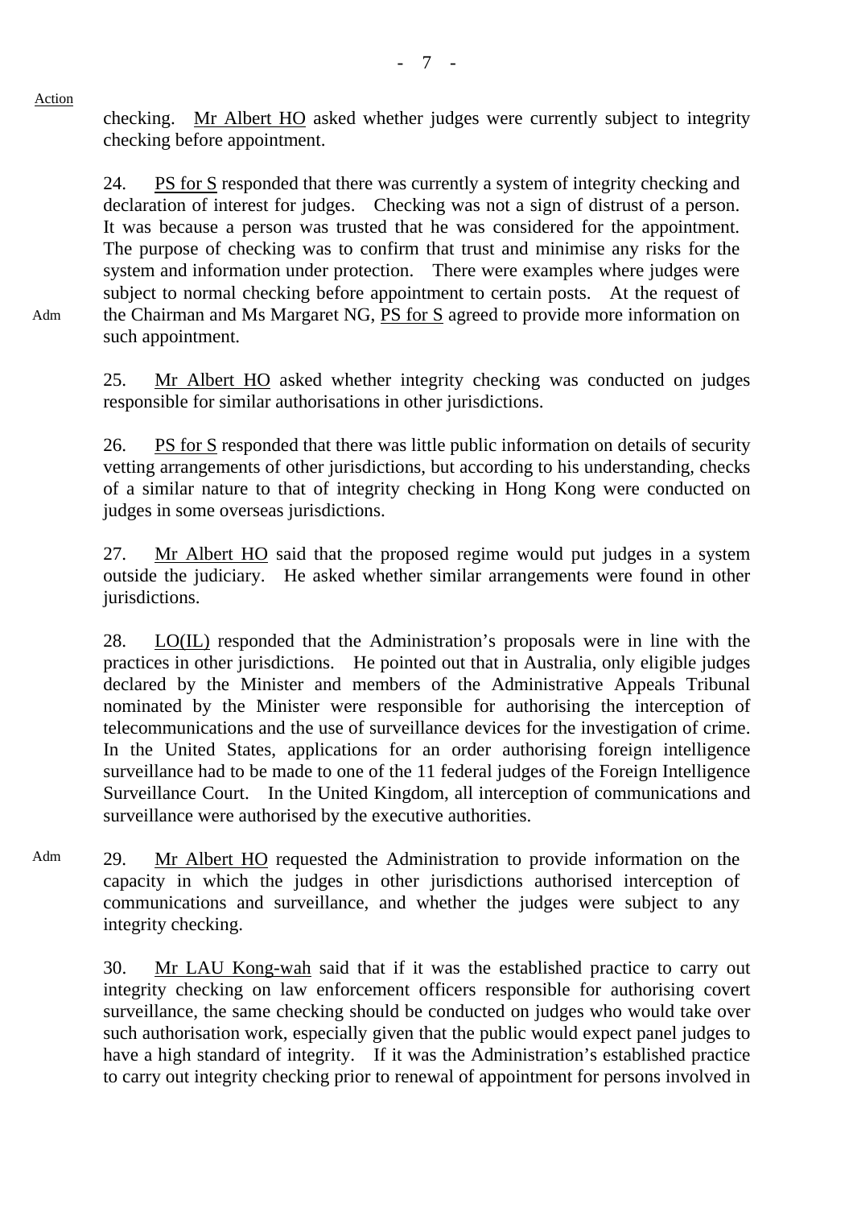Action

checking. Mr Albert HO asked whether judges were currently subject to integrity checking before appointment.

24. PS for S responded that there was currently a system of integrity checking and declaration of interest for judges. Checking was not a sign of distrust of a person. It was because a person was trusted that he was considered for the appointment. The purpose of checking was to confirm that trust and minimise any risks for the system and information under protection. There were examples where judges were subject to normal checking before appointment to certain posts. At the request of the Chairman and Ms Margaret NG, PS for S agreed to provide more information on such appointment.

Adm

25. Mr Albert HO asked whether integrity checking was conducted on judges responsible for similar authorisations in other jurisdictions.

26. PS for S responded that there was little public information on details of security vetting arrangements of other jurisdictions, but according to his understanding, checks of a similar nature to that of integrity checking in Hong Kong were conducted on judges in some overseas jurisdictions.

27. Mr Albert HO said that the proposed regime would put judges in a system outside the judiciary. He asked whether similar arrangements were found in other jurisdictions.

28. LO(IL) responded that the Administration's proposals were in line with the practices in other jurisdictions. He pointed out that in Australia, only eligible judges declared by the Minister and members of the Administrative Appeals Tribunal nominated by the Minister were responsible for authorising the interception of telecommunications and the use of surveillance devices for the investigation of crime. In the United States, applications for an order authorising foreign intelligence surveillance had to be made to one of the 11 federal judges of the Foreign Intelligence Surveillance Court. In the United Kingdom, all interception of communications and surveillance were authorised by the executive authorities.

Adm

29. Mr Albert HO requested the Administration to provide information on the capacity in which the judges in other jurisdictions authorised interception of communications and surveillance, and whether the judges were subject to any integrity checking.

30. Mr LAU Kong-wah said that if it was the established practice to carry out integrity checking on law enforcement officers responsible for authorising covert surveillance, the same checking should be conducted on judges who would take over such authorisation work, especially given that the public would expect panel judges to have a high standard of integrity. If it was the Administration's established practice to carry out integrity checking prior to renewal of appointment for persons involved in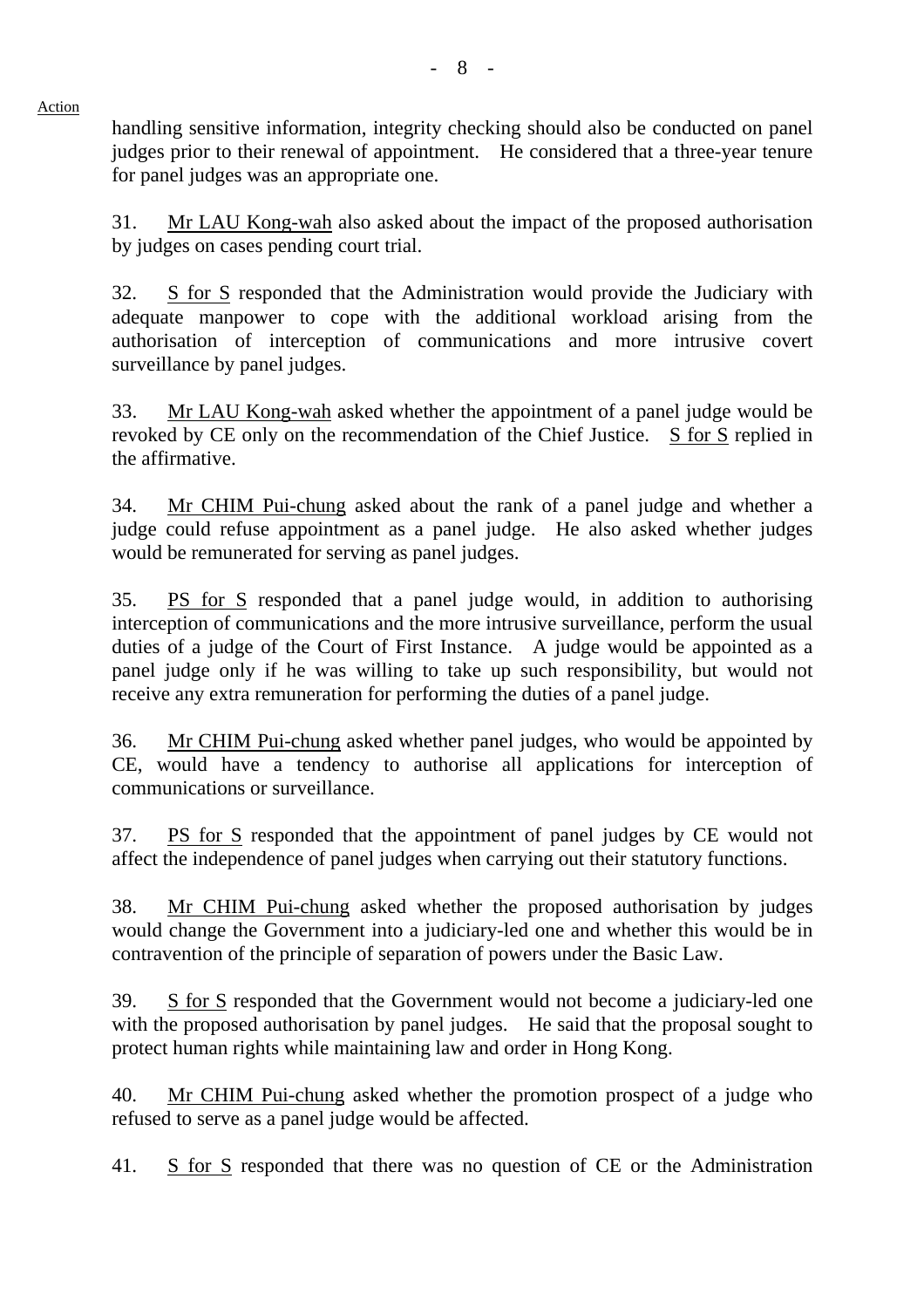Action

handling sensitive information, integrity checking should also be conducted on panel judges prior to their renewal of appointment. He considered that a three-year tenure for panel judges was an appropriate one.

31. Mr LAU Kong-wah also asked about the impact of the proposed authorisation by judges on cases pending court trial.

32. S for S responded that the Administration would provide the Judiciary with adequate manpower to cope with the additional workload arising from the authorisation of interception of communications and more intrusive covert surveillance by panel judges.

33. Mr LAU Kong-wah asked whether the appointment of a panel judge would be revoked by CE only on the recommendation of the Chief Justice. S for S replied in the affirmative.

34. Mr CHIM Pui-chung asked about the rank of a panel judge and whether a judge could refuse appointment as a panel judge. He also asked whether judges would be remunerated for serving as panel judges.

35. PS for S responded that a panel judge would, in addition to authorising interception of communications and the more intrusive surveillance, perform the usual duties of a judge of the Court of First Instance. A judge would be appointed as a panel judge only if he was willing to take up such responsibility, but would not receive any extra remuneration for performing the duties of a panel judge.

36. Mr CHIM Pui-chung asked whether panel judges, who would be appointed by CE, would have a tendency to authorise all applications for interception of communications or surveillance.

37. PS for S responded that the appointment of panel judges by CE would not affect the independence of panel judges when carrying out their statutory functions.

38. Mr CHIM Pui-chung asked whether the proposed authorisation by judges would change the Government into a judiciary-led one and whether this would be in contravention of the principle of separation of powers under the Basic Law.

39. S for S responded that the Government would not become a judiciary-led one with the proposed authorisation by panel judges. He said that the proposal sought to protect human rights while maintaining law and order in Hong Kong.

40. Mr CHIM Pui-chung asked whether the promotion prospect of a judge who refused to serve as a panel judge would be affected.

41. S for S responded that there was no question of CE or the Administration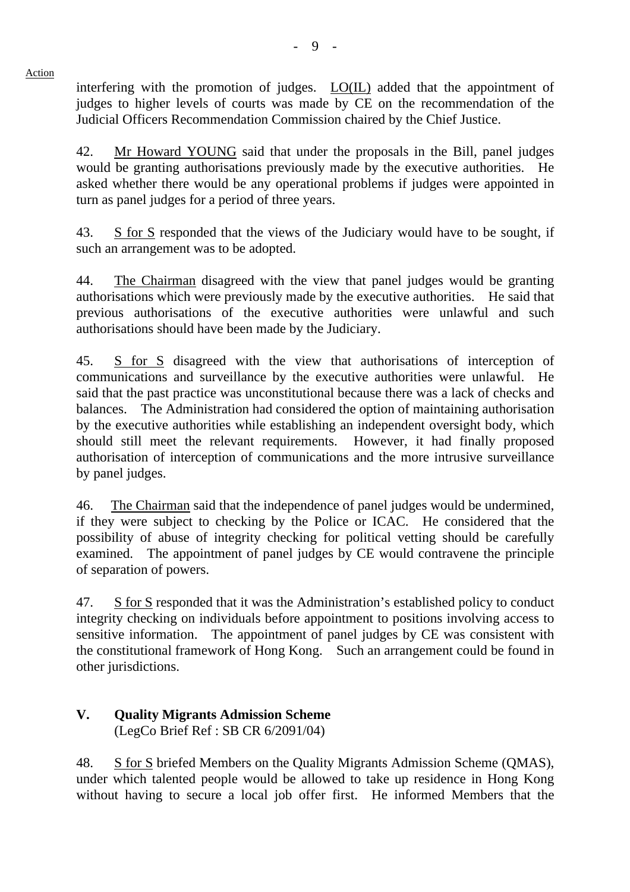Action

interfering with the promotion of judges. LO(IL) added that the appointment of judges to higher levels of courts was made by CE on the recommendation of the Judicial Officers Recommendation Commission chaired by the Chief Justice.

42. Mr Howard YOUNG said that under the proposals in the Bill, panel judges would be granting authorisations previously made by the executive authorities. He asked whether there would be any operational problems if judges were appointed in turn as panel judges for a period of three years.

43. S for S responded that the views of the Judiciary would have to be sought, if such an arrangement was to be adopted.

44. The Chairman disagreed with the view that panel judges would be granting authorisations which were previously made by the executive authorities. He said that previous authorisations of the executive authorities were unlawful and such authorisations should have been made by the Judiciary.

45. S for S disagreed with the view that authorisations of interception of communications and surveillance by the executive authorities were unlawful. He said that the past practice was unconstitutional because there was a lack of checks and balances. The Administration had considered the option of maintaining authorisation by the executive authorities while establishing an independent oversight body, which should still meet the relevant requirements. However, it had finally proposed authorisation of interception of communications and the more intrusive surveillance by panel judges.

46. The Chairman said that the independence of panel judges would be undermined, if they were subject to checking by the Police or ICAC. He considered that the possibility of abuse of integrity checking for political vetting should be carefully examined. The appointment of panel judges by CE would contravene the principle of separation of powers.

47. S for S responded that it was the Administration's established policy to conduct integrity checking on individuals before appointment to positions involving access to sensitive information. The appointment of panel judges by CE was consistent with the constitutional framework of Hong Kong. Such an arrangement could be found in other jurisdictions.

## V. Quality Migrants Admission Scheme

(LegCo Brief Ref : SB CR 6/2091/04)

48. S for S briefed Members on the Quality Migrants Admission Scheme (QMAS), under which talented people would be allowed to take up residence in Hong Kong without having to secure a local job offer first. He informed Members that the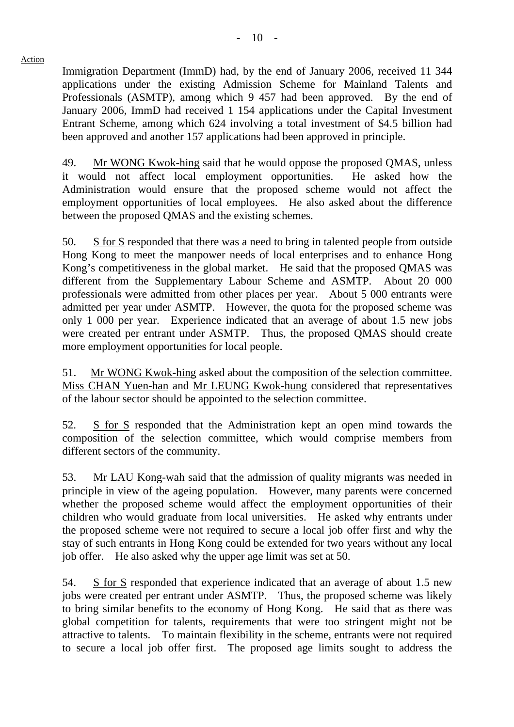Immigration Department (ImmD) had, by the end of January 2006, received 11 344 applications under the existing Admission Scheme for Mainland Talents and Professionals (ASMTP), among which 9 457 had been approved. By the end of January 2006, ImmD had received 1 154 applications under the Capital Investment Entrant Scheme, among which 624 involving a total investment of $4.5 billion had been approved and another 157 applications had been approved in principle.

49. Mr WONG Kwok-hing said that he would oppose the proposed QMAS, unless it would not affect local employment opportunities. He asked how the Administration would ensure that the proposed scheme would not affect the employment opportunities of local employees. He also asked about the difference between the proposed QMAS and the existing schemes.

50. S for S responded that there was a need to bring in talented people from outside Hong Kong to meet the manpower needs of local enterprises and to enhance Hong Kong's competitiveness in the global market. He said that the proposed QMAS was different from the Supplementary Labour Scheme and ASMTP. About 20 000 professionals were admitted from other places per year. About 5 000 entrants were admitted per year under ASMTP. However, the quota for the proposed scheme was only 1 000 per year. Experience indicated that an average of about 1.5 new jobs were created per entrant under ASMTP. Thus, the proposed QMAS should create more employment opportunities for local people.

51. Mr WONG Kwok-hing asked about the composition of the selection committee. Miss CHAN Yuen-han and Mr LEUNG Kwok-hung considered that representatives of the labour sector should be appointed to the selection committee.

52. S for S responded that the Administration kept an open mind towards the composition of the selection committee, which would comprise members from different sectors of the community.

53. Mr LAU Kong-wah said that the admission of quality migrants was needed in principle in view of the ageing population. However, many parents were concerned whether the proposed scheme would affect the employment opportunities of their children who would graduate from local universities. He asked why entrants under the proposed scheme were not required to secure a local job offer first and why the stay of such entrants in Hong Kong could be extended for two years without any local job offer. He also asked why the upper age limit was set at 50.

54. S for S responded that experience indicated that an average of about 1.5 new jobs were created per entrant under ASMTP. Thus, the proposed scheme was likely to bring similar benefits to the economy of Hong Kong. He said that as there was global competition for talents, requirements that were too stringent might not be attractive to talents. To maintain flexibility in the scheme, entrants were not required to secure a local job offer first. The proposed age limits sought to address the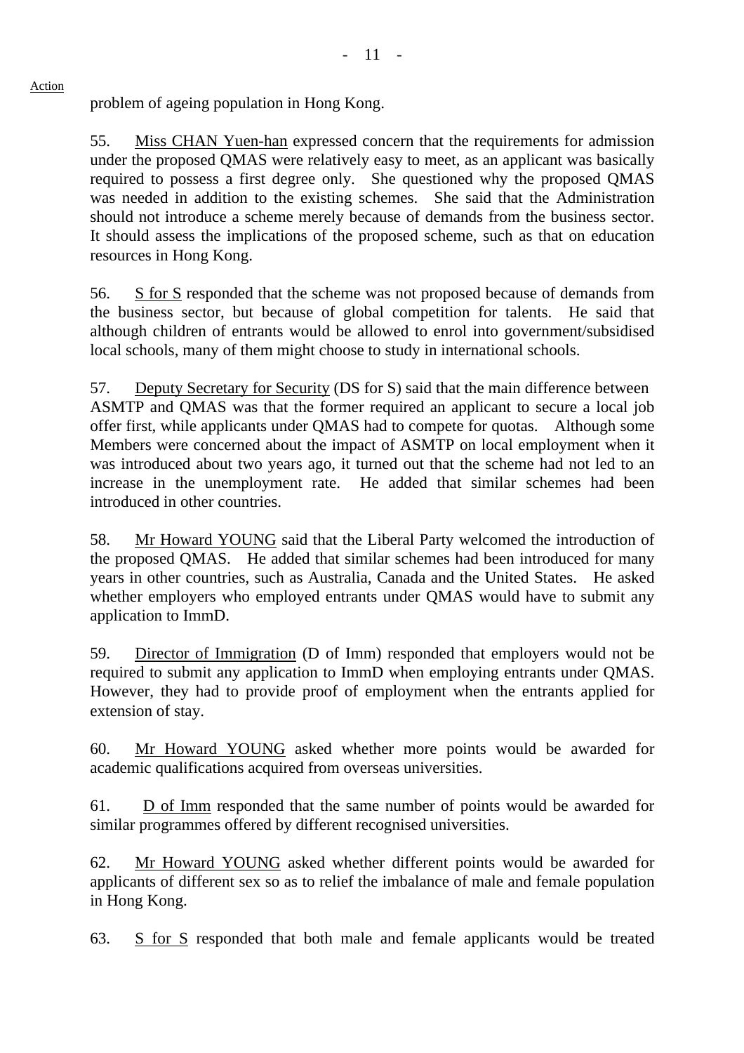Action

problem of ageing population in Hong Kong.

55. Miss CHAN Yuen-han expressed concern that the requirements for admission under the proposed QMAS were relatively easy to meet, as an applicant was basically required to possess a first degree only. She questioned why the proposed QMAS was needed in addition to the existing schemes. She said that the Administration should not introduce a scheme merely because of demands from the business sector. It should assess the implications of the proposed scheme, such as that on education resources in Hong Kong.

56. S for S responded that the scheme was not proposed because of demands from the business sector, but because of global competition for talents. He said that although children of entrants would be allowed to enrol into government/subsidised local schools, many of them might choose to study in international schools.

57. Deputy Secretary for Security (DS for S) said that the main difference between ASMTP and QMAS was that the former required an applicant to secure a local job offer first, while applicants under QMAS had to compete for quotas. Although some Members were concerned about the impact of ASMTP on local employment when it was introduced about two years ago, it turned out that the scheme had not led to an increase in the unemployment rate. He added that similar schemes had been introduced in other countries.

58. Mr Howard YOUNG said that the Liberal Party welcomed the introduction of the proposed QMAS. He added that similar schemes had been introduced for many years in other countries, such as Australia, Canada and the United States. He asked whether employers who employed entrants under QMAS would have to submit any application to ImmD.

59. Director of Immigration (D of Imm) responded that employers would not be required to submit any application to ImmD when employing entrants under QMAS. However, they had to provide proof of employment when the entrants applied for extension of stay.

60. Mr Howard YOUNG asked whether more points would be awarded for academic qualifications acquired from overseas universities.

61. D of Imm responded that the same number of points would be awarded for similar programmes offered by different recognised universities.

62. Mr Howard YOUNG asked whether different points would be awarded for applicants of different sex so as to relief the imbalance of male and female population in Hong Kong.

63. S for S responded that both male and female applicants would be treated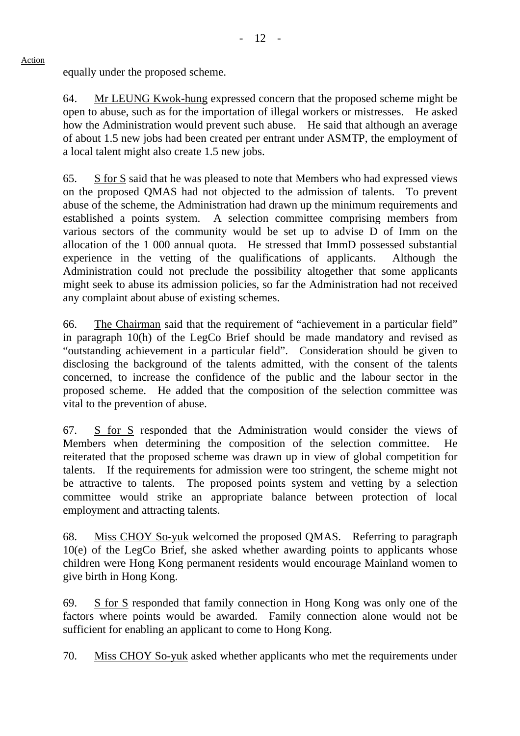Action

equally under the proposed scheme.

64. Mr LEUNG Kwok-hung expressed concern that the proposed scheme might be open to abuse, such as for the importation of illegal workers or mistresses. He asked how the Administration would prevent such abuse. He said that although an average of about 1.5 new jobs had been created per entrant under ASMTP, the employment of a local talent might also create 1.5 new jobs.

65. S for S said that he was pleased to note that Members who had expressed views on the proposed QMAS had not objected to the admission of talents. To prevent abuse of the scheme, the Administration had drawn up the minimum requirements and established a points system. A selection committee comprising members from various sectors of the community would be set up to advise D of Imm on the allocation of the 1 000 annual quota. He stressed that ImmD possessed substantial experience in the vetting of the qualifications of applicants. Although the Administration could not preclude the possibility altogether that some applicants might seek to abuse its admission policies, so far the Administration had not received any complaint about abuse of existing schemes.

66. The Chairman said that the requirement of "achievement in a particular field" in paragraph 10(h) of the LegCo Brief should be made mandatory and revised as "outstanding achievement in a particular field". Consideration should be given to disclosing the background of the talents admitted, with the consent of the talents concerned, to increase the confidence of the public and the labour sector in the proposed scheme. He added that the composition of the selection committee was vital to the prevention of abuse.

67. S for S responded that the Administration would consider the views of Members when determining the composition of the selection committee. He reiterated that the proposed scheme was drawn up in view of global competition for talents. If the requirements for admission were too stringent, the scheme might not be attractive to talents. The proposed points system and vetting by a selection committee would strike an appropriate balance between protection of local employment and attracting talents.

68. Miss CHOY So-yuk welcomed the proposed QMAS. Referring to paragraph 10(e) of the LegCo Brief, she asked whether awarding points to applicants whose children were Hong Kong permanent residents would encourage Mainland women to give birth in Hong Kong.

69. S for S responded that family connection in Hong Kong was only one of the factors where points would be awarded. Family connection alone would not be sufficient for enabling an applicant to come to Hong Kong.

70. Miss CHOY So-yuk asked whether applicants who met the requirements under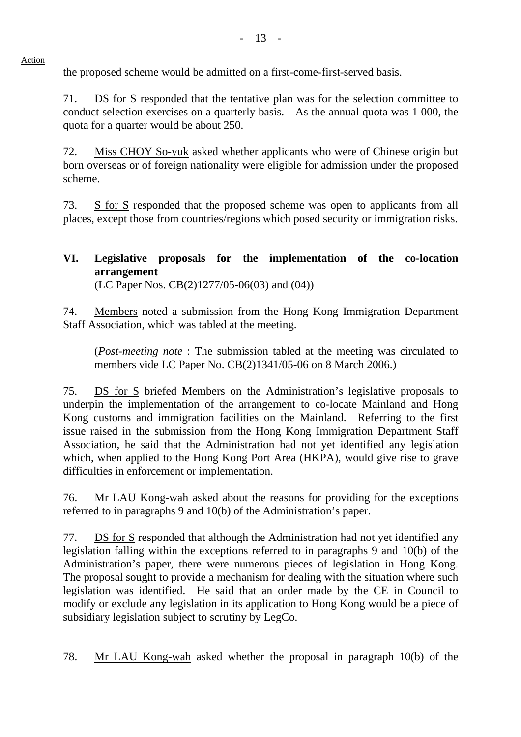Action

the proposed scheme would be admitted on a first-come-first-served basis.

71. DS for S responded that the tentative plan was for the selection committee to conduct selection exercises on a quarterly basis. As the annual quota was 1 000, the quota for a quarter would be about 250.

72. Miss CHOY So-yuk asked whether applicants who were of Chinese origin but born overseas or of foreign nationality were eligible for admission under the proposed scheme.

73. S for S responded that the proposed scheme was open to applicants from all places, except those from countries/regions which posed security or immigration risks.

## VI. Legislative proposals for the implementation of the co-location arrangement

(LC Paper Nos. CB(2)1277/05-06(03) and (04))

74. Members noted a submission from the Hong Kong Immigration Department Staff Association, which was tabled at the meeting.

(*Post-meeting note* : The submission tabled at the meeting was circulated to members vide LC Paper No. CB(2)1341/05-06 on 8 March 2006.)

75. DS for S briefed Members on the Administration's legislative proposals to underpin the implementation of the arrangement to co-locate Mainland and Hong Kong customs and immigration facilities on the Mainland. Referring to the first issue raised in the submission from the Hong Kong Immigration Department Staff Association, he said that the Administration had not yet identified any legislation which, when applied to the Hong Kong Port Area (HKPA), would give rise to grave difficulties in enforcement or implementation.

76. Mr LAU Kong-wah asked about the reasons for providing for the exceptions referred to in paragraphs 9 and 10(b) of the Administration's paper.

77. DS for S responded that although the Administration had not yet identified any legislation falling within the exceptions referred to in paragraphs 9 and 10(b) of the Administration's paper, there were numerous pieces of legislation in Hong Kong. The proposal sought to provide a mechanism for dealing with the situation where such legislation was identified. He said that an order made by the CE in Council to modify or exclude any legislation in its application to Hong Kong would be a piece of subsidiary legislation subject to scrutiny by LegCo.

78. Mr LAU Kong-wah asked whether the proposal in paragraph 10(b) of the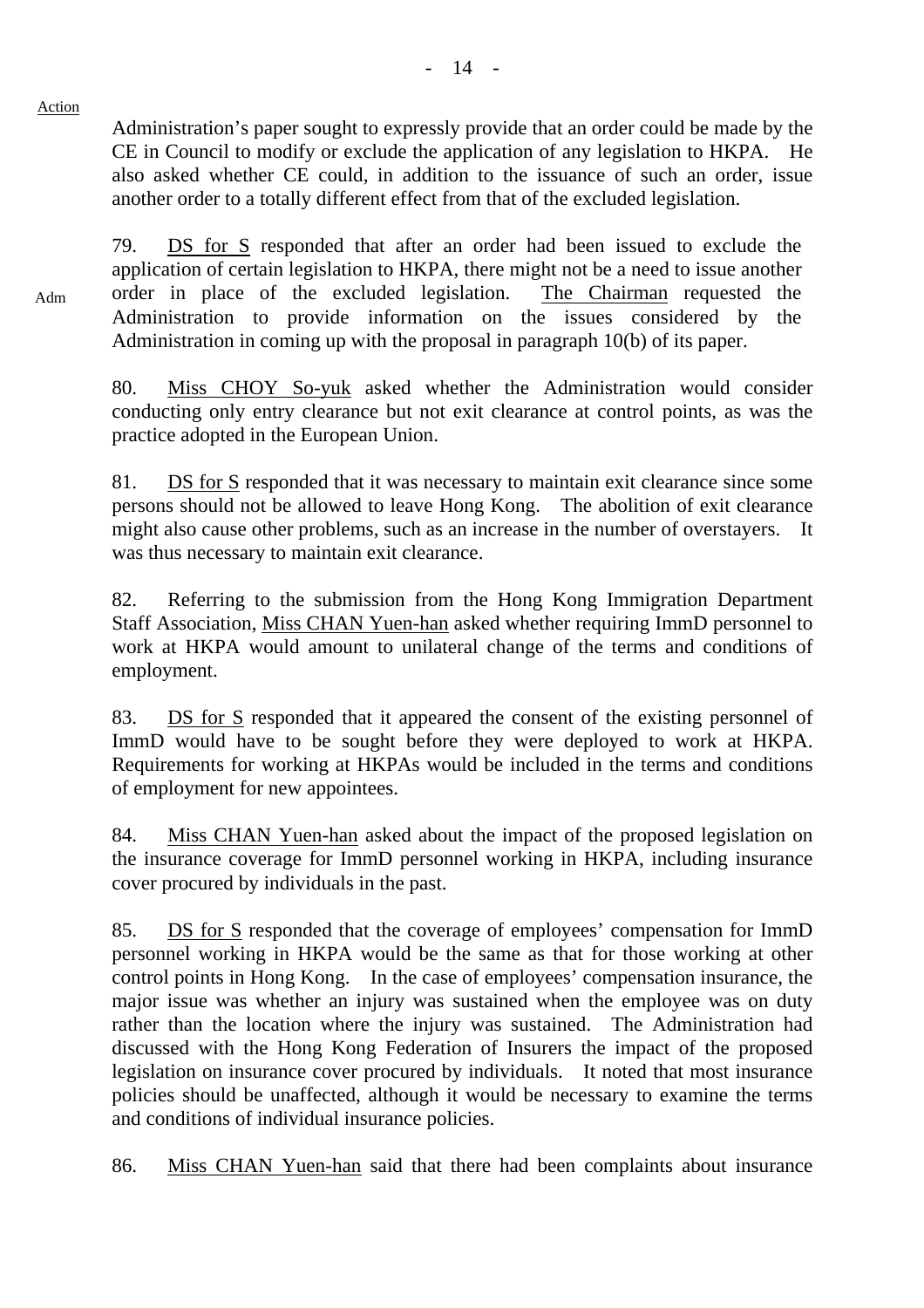Action

Administration's paper sought to expressly provide that an order could be made by the CE in Council to modify or exclude the application of any legislation to HKPA. He also asked whether CE could, in addition to the issuance of such an order, issue another order to a totally different effect from that of the excluded legislation.

79. DS for S responded that after an order had been issued to exclude the application of certain legislation to HKPA, there might not be a need to issue another order in place of the excluded legislation. The Chairman requested the Administration to provide information on the issues considered by the Administration in coming up with the proposal in paragraph 10(b) of its paper.

Adm

80. Miss CHOY So-yuk asked whether the Administration would consider conducting only entry clearance but not exit clearance at control points, as was the practice adopted in the European Union.

81. DS for S responded that it was necessary to maintain exit clearance since some persons should not be allowed to leave Hong Kong. The abolition of exit clearance might also cause other problems, such as an increase in the number of overstayers. It was thus necessary to maintain exit clearance.

82. Referring to the submission from the Hong Kong Immigration Department Staff Association, Miss CHAN Yuen-han asked whether requiring ImmD personnel to work at HKPA would amount to unilateral change of the terms and conditions of employment.

83. DS for S responded that it appeared the consent of the existing personnel of ImmD would have to be sought before they were deployed to work at HKPA. Requirements for working at HKPAs would be included in the terms and conditions of employment for new appointees.

84. Miss CHAN Yuen-han asked about the impact of the proposed legislation on the insurance coverage for ImmD personnel working in HKPA, including insurance cover procured by individuals in the past.

85. DS for S responded that the coverage of employees' compensation for ImmD personnel working in HKPA would be the same as that for those working at other control points in Hong Kong. In the case of employees' compensation insurance, the major issue was whether an injury was sustained when the employee was on duty rather than the location where the injury was sustained. The Administration had discussed with the Hong Kong Federation of Insurers the impact of the proposed legislation on insurance cover procured by individuals. It noted that most insurance policies should be unaffected, although it would be necessary to examine the terms and conditions of individual insurance policies.

86. Miss CHAN Yuen-han said that there had been complaints about insurance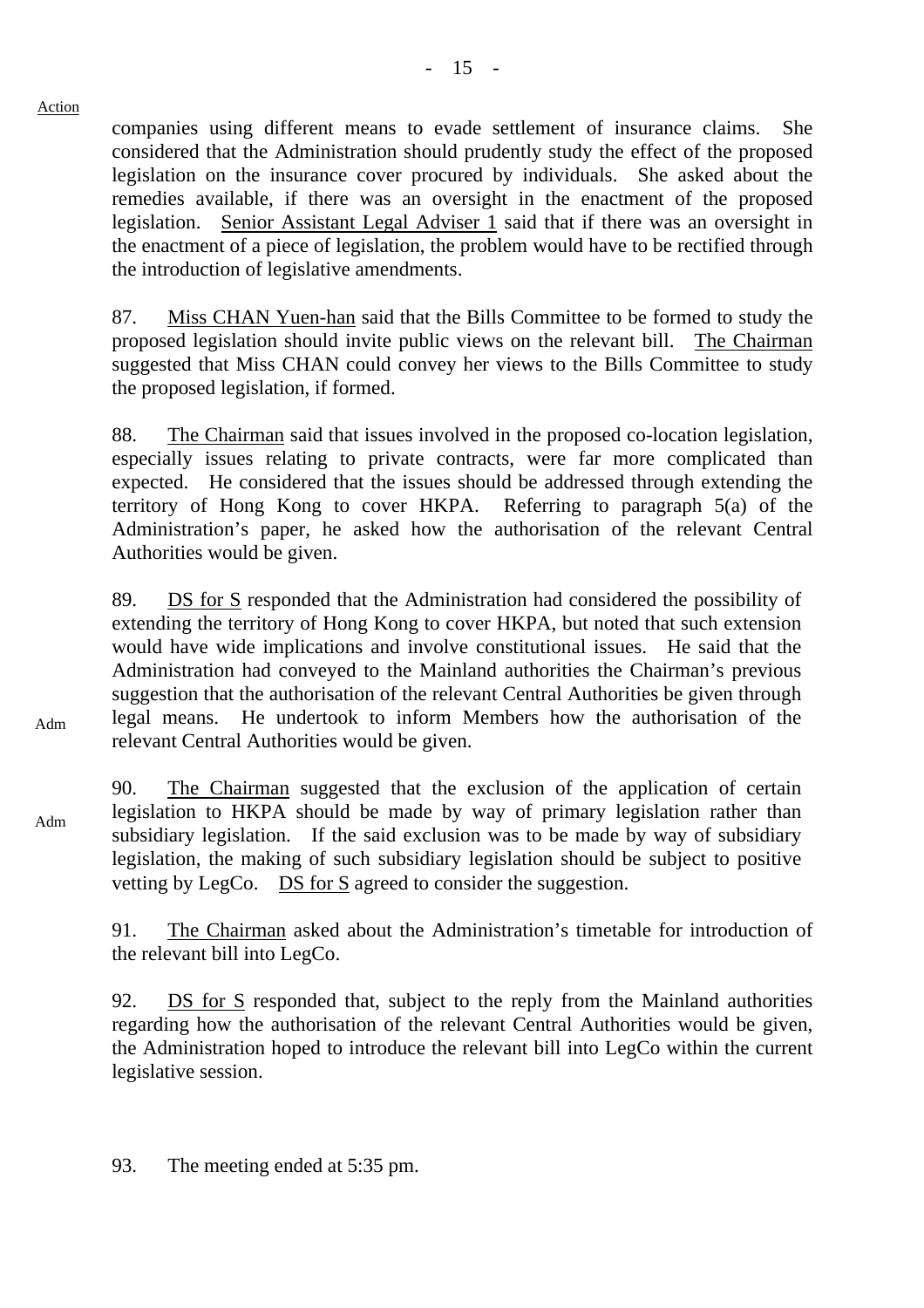Action

companies using different means to evade settlement of insurance claims. She considered that the Administration should prudently study the effect of the proposed legislation on the insurance cover procured by individuals. She asked about the remedies available, if there was an oversight in the enactment of the proposed legislation. Senior Assistant Legal Adviser 1 said that if there was an oversight in the enactment of a piece of legislation, the problem would have to be rectified through the introduction of legislative amendments.

87. Miss CHAN Yuen-han said that the Bills Committee to be formed to study the proposed legislation should invite public views on the relevant bill. The Chairman suggested that Miss CHAN could convey her views to the Bills Committee to study the proposed legislation, if formed.

88. The Chairman said that issues involved in the proposed co-location legislation, especially issues relating to private contracts, were far more complicated than expected. He considered that the issues should be addressed through extending the territory of Hong Kong to cover HKPA. Referring to paragraph 5(a) of the Administration's paper, he asked how the authorisation of the relevant Central Authorities would be given.

89. DS for S responded that the Administration had considered the possibility of extending the territory of Hong Kong to cover HKPA, but noted that such extension would have wide implications and involve constitutional issues. He said that the Administration had conveyed to the Mainland authorities the Chairman's previous suggestion that the authorisation of the relevant Central Authorities be given through legal means. He undertook to inform Members how the authorisation of the relevant Central Authorities would be given.

Adm

90. The Chairman suggested that the exclusion of the application of certain legislation to HKPA should be made by way of primary legislation rather than subsidiary legislation. If the said exclusion was to be made by way of subsidiary legislation, the making of such subsidiary legislation should be subject to positive vetting by LegCo. DS for S agreed to consider the suggestion.

Adm

91. The Chairman asked about the Administration's timetable for introduction of the relevant bill into LegCo.

92. DS for S responded that, subject to the reply from the Mainland authorities regarding how the authorisation of the relevant Central Authorities would be given, the Administration hoped to introduce the relevant bill into LegCo within the current legislative session.

93. The meeting ended at 5:35 pm.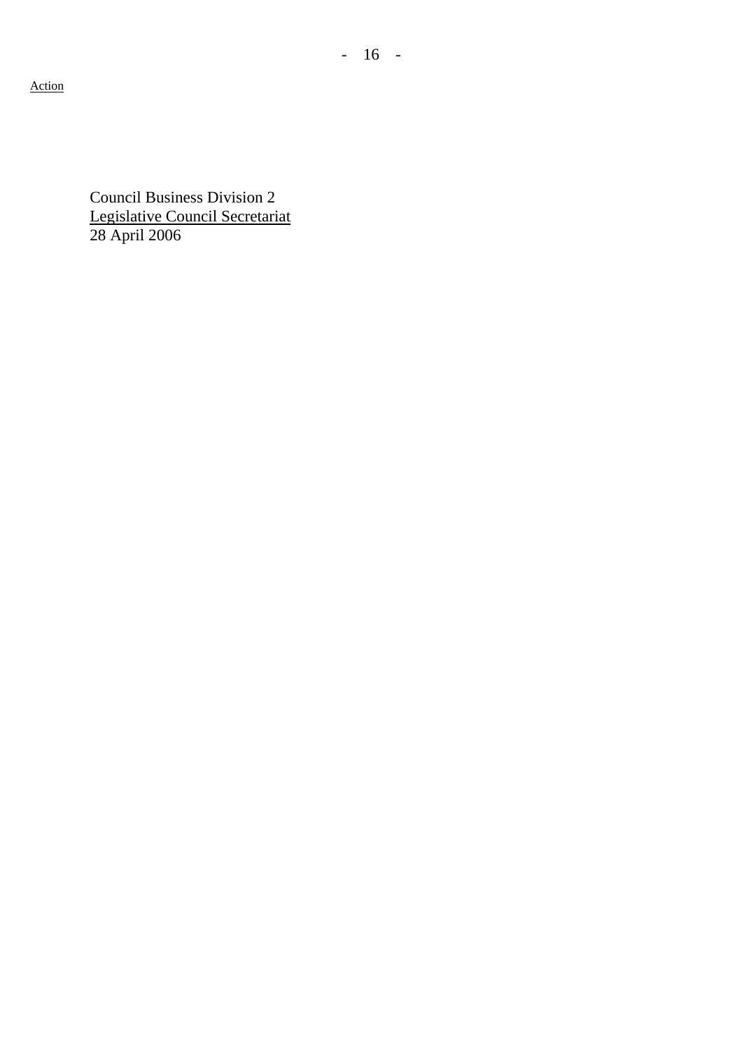Action

Council Business Division 2
Legislative Council Secretariat
28 April 2006